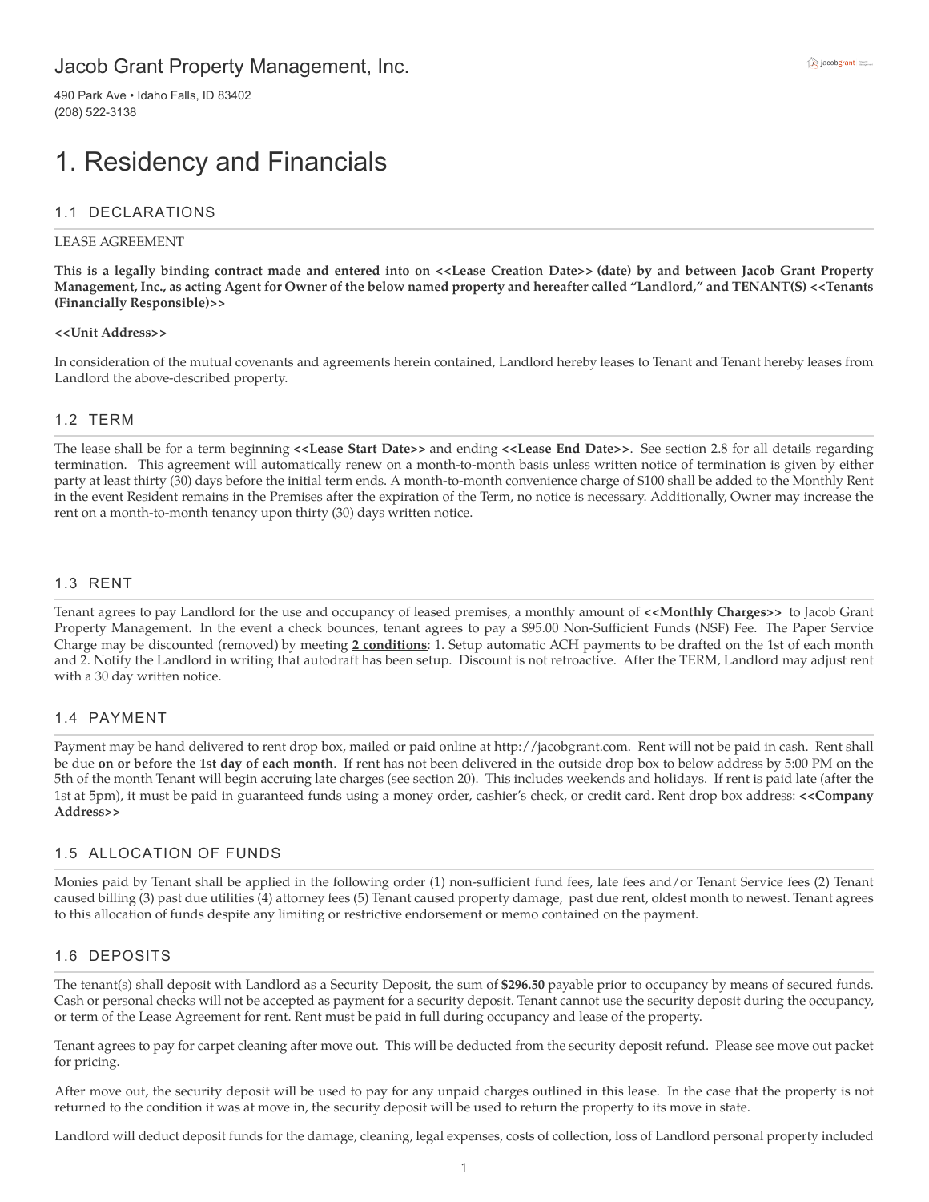Jacob Grant Property Management, Inc.

490 Park Ave • Idaho Falls, ID 83402
(208) 522-3138

# 1. Residency and Financials

## 1.1 DECLARATIONS

LEASE AGREEMENT

**This is a legally binding contract made and entered into on <<Lease Creation Date>> (date) by and between Jacob Grant Property Management, Inc., as acting Agent for Owner of the below named property and hereafter called "Landlord," and TENANT(S) <<Tenants (Financially Responsible)>>**

**<<Unit Address>>**

In consideration of the mutual covenants and agreements herein contained, Landlord hereby leases to Tenant and Tenant hereby leases from Landlord the above-described property.

## 1.2 TERM

The lease shall be for a term beginning **<<Lease Start Date>>** and ending **<<Lease End Date>>**. See section 2.8 for all details regarding termination. This agreement will automatically renew on a month-to-month basis unless written notice of termination is given by either party at least thirty (30) days before the initial term ends. A month-to-month convenience charge of $100 shall be added to the Monthly Rent in the event Resident remains in the Premises after the expiration of the Term, no notice is necessary. Additionally, Owner may increase the rent on a month-to-month tenancy upon thirty (30) days written notice.

## 1.3 RENT

Tenant agrees to pay Landlord for the use and occupancy of leased premises, a monthly amount of **<<Monthly Charges>>** to Jacob Grant Property Management**.** In the event a check bounces, tenant agrees to pay a $95.00 Non-Sufficient Funds (NSF) Fee. The Paper Service Charge may be discounted (removed) by meeting **2 conditions**: 1. Setup automatic ACH payments to be drafted on the 1st of each month and 2. Notify the Landlord in writing that autodraft has been setup. Discount is not retroactive. After the TERM, Landlord may adjust rent with a 30 day written notice.

## 1.4 PAYMENT

Payment may be hand delivered to rent drop box, mailed or paid online at http://jacobgrant.com. Rent will not be paid in cash. Rent shall be due **on or before the 1st day of each month**. If rent has not been delivered in the outside drop box to below address by 5:00 PM on the 5th of the month Tenant will begin accruing late charges (see section 20). This includes weekends and holidays. If rent is paid late (after the 1st at 5pm), it must be paid in guaranteed funds using a money order, cashier's check, or credit card. Rent drop box address: **<<Company Address>>**

## 1.5 ALLOCATION OF FUNDS

Monies paid by Tenant shall be applied in the following order (1) non-sufficient fund fees, late fees and/or Tenant Service fees (2) Tenant caused billing (3) past due utilities (4) attorney fees (5) Tenant caused property damage, past due rent, oldest month to newest. Tenant agrees to this allocation of funds despite any limiting or restrictive endorsement or memo contained on the payment.

## 1.6 DEPOSITS

The tenant(s) shall deposit with Landlord as a Security Deposit, the sum of **$296.50** payable prior to occupancy by means of secured funds. Cash or personal checks will not be accepted as payment for a security deposit. Tenant cannot use the security deposit during the occupancy, or term of the Lease Agreement for rent. Rent must be paid in full during occupancy and lease of the property.

Tenant agrees to pay for carpet cleaning after move out. This will be deducted from the security deposit refund. Please see move out packet for pricing.

After move out, the security deposit will be used to pay for any unpaid charges outlined in this lease. In the case that the property is not returned to the condition it was at move in, the security deposit will be used to return the property to its move in state.

Landlord will deduct deposit funds for the damage, cleaning, legal expenses, costs of collection, loss of Landlord personal property included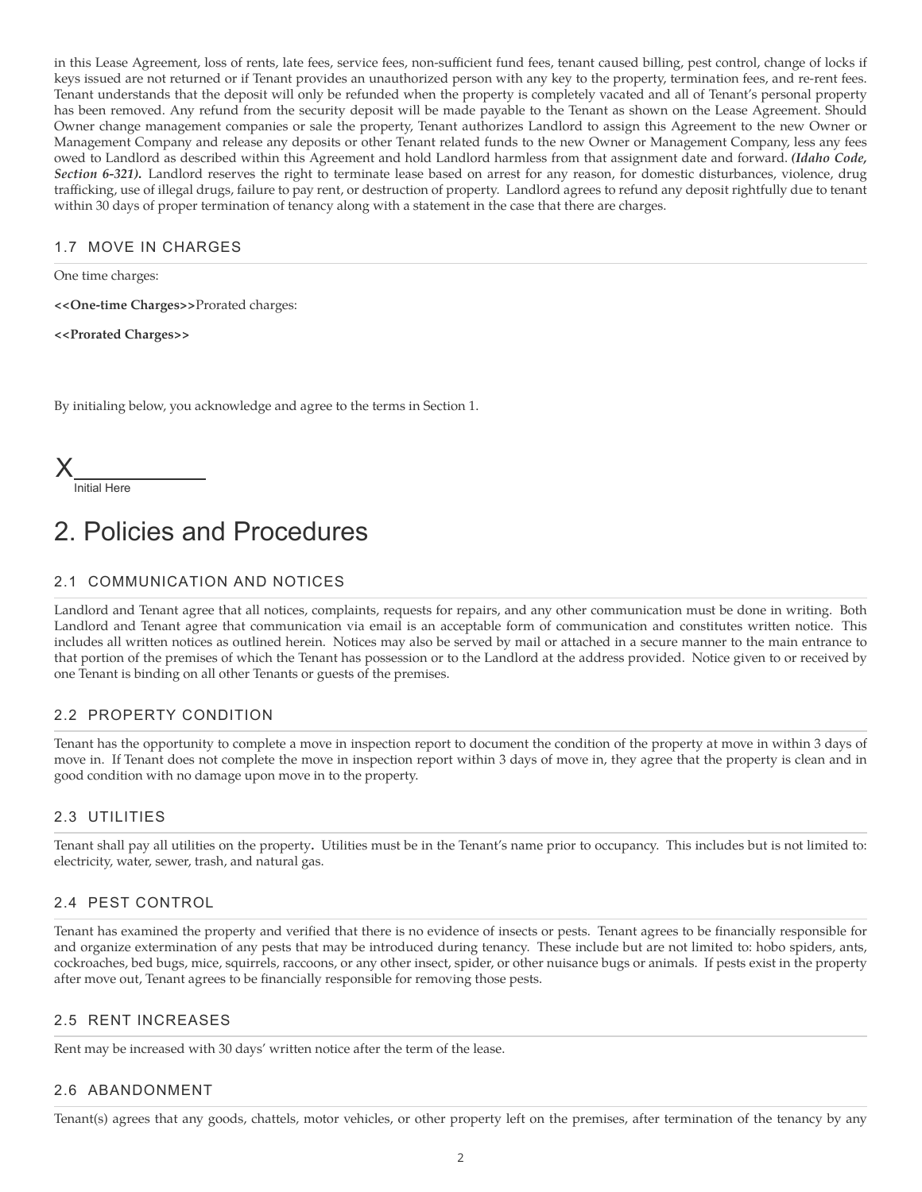in this Lease Agreement, loss of rents, late fees, service fees, non-sufficient fund fees, tenant caused billing, pest control, change of locks if keys issued are not returned or if Tenant provides an unauthorized person with any key to the property, termination fees, and re-rent fees. Tenant understands that the deposit will only be refunded when the property is completely vacated and all of Tenant's personal property has been removed. Any refund from the security deposit will be made payable to the Tenant as shown on the Lease Agreement. Should Owner change management companies or sale the property, Tenant authorizes Landlord to assign this Agreement to the new Owner or Management Company and release any deposits or other Tenant related funds to the new Owner or Management Company, less any fees owed to Landlord as described within this Agreement and hold Landlord harmless from that assignment date and forward. ***(Idaho Code, Section 6-321).*** Landlord reserves the right to terminate lease based on arrest for any reason, for domestic disturbances, violence, drug trafficking, use of illegal drugs, failure to pay rent, or destruction of property. Landlord agrees to refund any deposit rightfully due to tenant within 30 days of proper termination of tenancy along with a statement in the case that there are charges.

### 1.7 MOVE IN CHARGES

One time charges:

**<<One-time Charges>>**Prorated charges:

**<<Prorated Charges>>**

By initialing below, you acknowledge and agree to the terms in Section 1.

X__________
Initial Here

## 2. Policies and Procedures

### 2.1 COMMUNICATION AND NOTICES

Landlord and Tenant agree that all notices, complaints, requests for repairs, and any other communication must be done in writing. Both Landlord and Tenant agree that communication via email is an acceptable form of communication and constitutes written notice. This includes all written notices as outlined herein. Notices may also be served by mail or attached in a secure manner to the main entrance to that portion of the premises of which the Tenant has possession or to the Landlord at the address provided. Notice given to or received by one Tenant is binding on all other Tenants or guests of the premises.

### 2.2 PROPERTY CONDITION

Tenant has the opportunity to complete a move in inspection report to document the condition of the property at move in within 3 days of move in. If Tenant does not complete the move in inspection report within 3 days of move in, they agree that the property is clean and in good condition with no damage upon move in to the property.

### 2.3 UTILITIES

Tenant shall pay all utilities on the property**.** Utilities must be in the Tenant's name prior to occupancy. This includes but is not limited to: electricity, water, sewer, trash, and natural gas.

### 2.4 PEST CONTROL

Tenant has examined the property and verified that there is no evidence of insects or pests. Tenant agrees to be financially responsible for and organize extermination of any pests that may be introduced during tenancy. These include but are not limited to: hobo spiders, ants, cockroaches, bed bugs, mice, squirrels, raccoons, or any other insect, spider, or other nuisance bugs or animals. If pests exist in the property after move out, Tenant agrees to be financially responsible for removing those pests.

### 2.5 RENT INCREASES

Rent may be increased with 30 days' written notice after the term of the lease.

### 2.6 ABANDONMENT

Tenant(s) agrees that any goods, chattels, motor vehicles, or other property left on the premises, after termination of the tenancy by any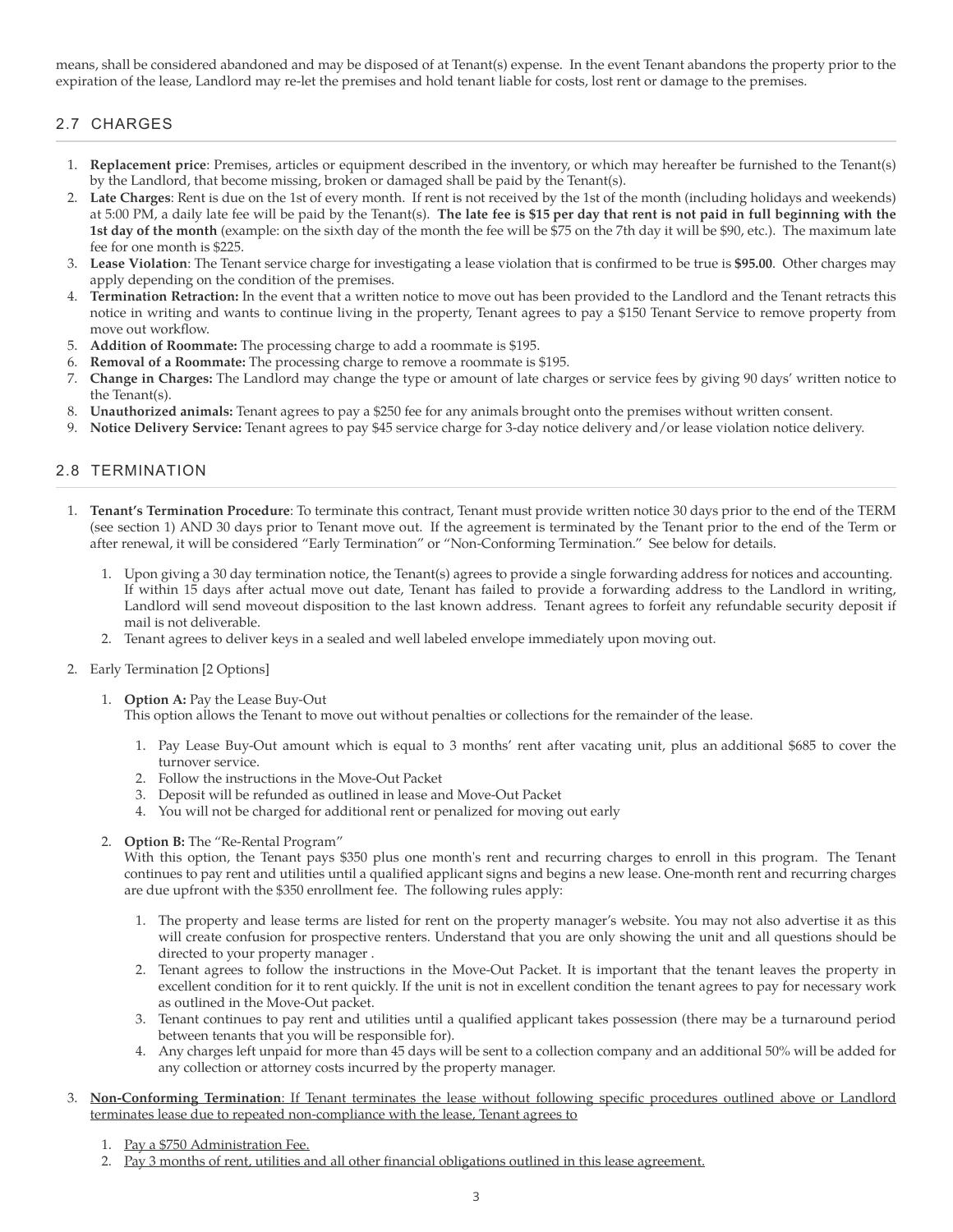means, shall be considered abandoned and may be disposed of at Tenant(s) expense. In the event Tenant abandons the property prior to the expiration of the lease, Landlord may re-let the premises and hold tenant liable for costs, lost rent or damage to the premises.

## 2.7 CHARGES

1. **Replacement price**: Premises, articles or equipment described in the inventory, or which may hereafter be furnished to the Tenant(s) by the Landlord, that become missing, broken or damaged shall be paid by the Tenant(s).
2. **Late Charges**: Rent is due on the 1st of every month. If rent is not received by the 1st of the month (including holidays and weekends) at 5:00 PM, a daily late fee will be paid by the Tenant(s). **The late fee is $15 per day that rent is not paid in full beginning with the 1st day of the month** (example: on the sixth day of the month the fee will be $75 on the 7th day it will be $90, etc.). The maximum late fee for one month is $225.
3. **Lease Violation**: The Tenant service charge for investigating a lease violation that is confirmed to be true is **$95.00**. Other charges may apply depending on the condition of the premises.
4. **Termination Retraction:** In the event that a written notice to move out has been provided to the Landlord and the Tenant retracts this notice in writing and wants to continue living in the property, Tenant agrees to pay a $150 Tenant Service to remove property from move out workflow.
5. **Addition of Roommate:** The processing charge to add a roommate is $195.
6. **Removal of a Roommate:** The processing charge to remove a roommate is $195.
7. **Change in Charges:** The Landlord may change the type or amount of late charges or service fees by giving 90 days' written notice to the Tenant(s).
8. **Unauthorized animals:** Tenant agrees to pay a $250 fee for any animals brought onto the premises without written consent.
9. **Notice Delivery Service:** Tenant agrees to pay $45 service charge for 3-day notice delivery and/or lease violation notice delivery.

## 2.8 TERMINATION

1. **Tenant's Termination Procedure**: To terminate this contract, Tenant must provide written notice 30 days prior to the end of the TERM (see section 1) AND 30 days prior to Tenant move out. If the agreement is terminated by the Tenant prior to the end of the Term or after renewal, it will be considered "Early Termination" or "Non-Conforming Termination." See below for details.
    1. Upon giving a 30 day termination notice, the Tenant(s) agrees to provide a single forwarding address for notices and accounting. If within 15 days after actual move out date, Tenant has failed to provide a forwarding address to the Landlord in writing, Landlord will send moveout disposition to the last known address. Tenant agrees to forfeit any refundable security deposit if mail is not deliverable.
    2. Tenant agrees to deliver keys in a sealed and well labeled envelope immediately upon moving out.
2. Early Termination [2 Options]
    1. **Option A:** Pay the Lease Buy-Out
       This option allows the Tenant to move out without penalties or collections for the remainder of the lease.
        1. Pay Lease Buy-Out amount which is equal to 3 months' rent after vacating unit, plus an additional $685 to cover the turnover service.
        2. Follow the instructions in the Move-Out Packet
        3. Deposit will be refunded as outlined in lease and Move-Out Packet
        4. You will not be charged for additional rent or penalized for moving out early
    2. **Option B:** The "Re-Rental Program"
       With this option, the Tenant pays $350 plus one month's rent and recurring charges to enroll in this program. The Tenant continues to pay rent and utilities until a qualified applicant signs and begins a new lease. One-month rent and recurring charges are due upfront with the $350 enrollment fee. The following rules apply:
        1. The property and lease terms are listed for rent on the property manager's website. You may not also advertise it as this will create confusion for prospective renters. Understand that you are only showing the unit and all questions should be directed to your property manager .
        2. Tenant agrees to follow the instructions in the Move-Out Packet. It is important that the tenant leaves the property in excellent condition for it to rent quickly. If the unit is not in excellent condition the tenant agrees to pay for necessary work as outlined in the Move-Out packet.
        3. Tenant continues to pay rent and utilities until a qualified applicant takes possession (there may be a turnaround period between tenants that you will be responsible for).
        4. Any charges left unpaid for more than 45 days will be sent to a collection company and an additional 50% will be added for any collection or attorney costs incurred by the property manager.
3. <u>**Non-Conforming Termination**: If Tenant terminates the lease without following specific procedures outlined above or Landlord terminates lease due to repeated non-compliance with the lease, Tenant agrees to</u>
    1. <u>Pay a $750 Administration Fee.</u>
    2. <u>Pay 3 months of rent, utilities and all other financial obligations outlined in this lease agreement.</u>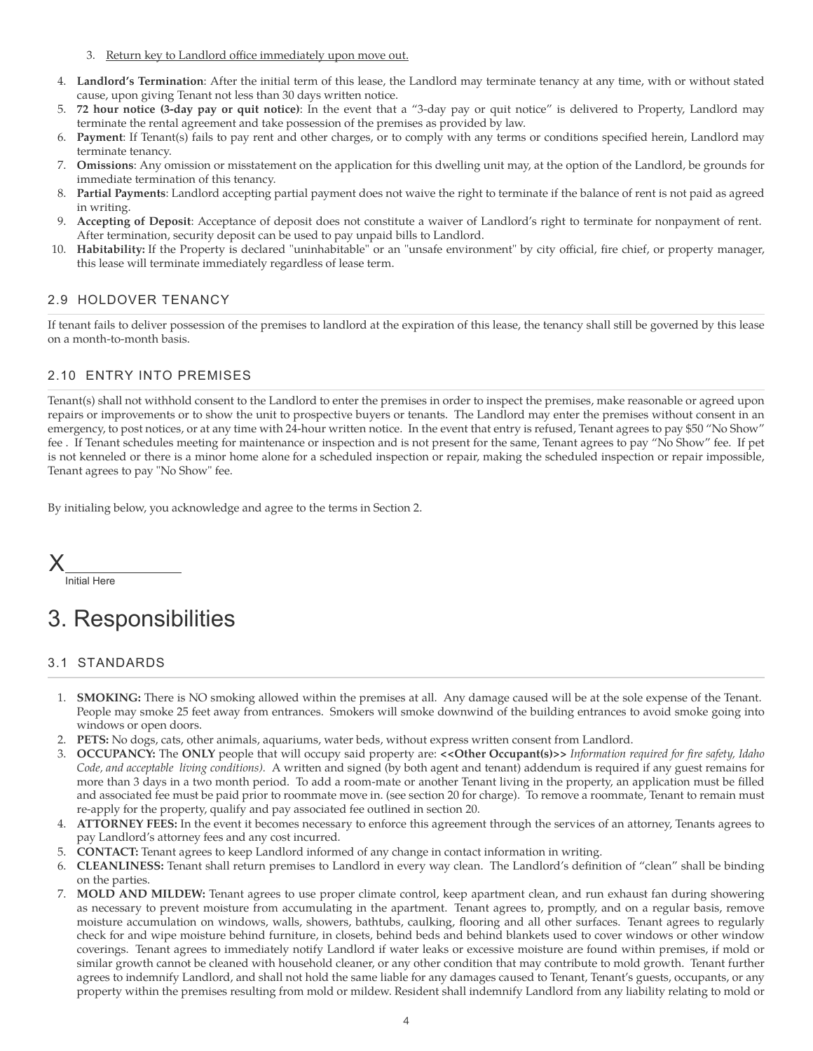3. Return key to Landlord office immediately upon move out.

4. **Landlord's Termination**: After the initial term of this lease, the Landlord may terminate tenancy at any time, with or without stated cause, upon giving Tenant not less than 30 days written notice.
5. **72 hour notice (3-day pay or quit notice)**: In the event that a "3-day pay or quit notice" is delivered to Property, Landlord may terminate the rental agreement and take possession of the premises as provided by law.
6. **Payment**: If Tenant(s) fails to pay rent and other charges, or to comply with any terms or conditions specified herein, Landlord may terminate tenancy.
7. **Omissions**: Any omission or misstatement on the application for this dwelling unit may, at the option of the Landlord, be grounds for immediate termination of this tenancy.
8. **Partial Payments**: Landlord accepting partial payment does not waive the right to terminate if the balance of rent is not paid as agreed in writing.
9. **Accepting of Deposit**: Acceptance of deposit does not constitute a waiver of Landlord's right to terminate for nonpayment of rent. After termination, security deposit can be used to pay unpaid bills to Landlord.
10. **Habitability:** If the Property is declared "uninhabitable" or an "unsafe environment" by city official, fire chief, or property manager, this lease will terminate immediately regardless of lease term.

### 2.9 HOLDOVER TENANCY

If tenant fails to deliver possession of the premises to landlord at the expiration of this lease, the tenancy shall still be governed by this lease on a month-to-month basis.

### 2.10 ENTRY INTO PREMISES

Tenant(s) shall not withhold consent to the Landlord to enter the premises in order to inspect the premises, make reasonable or agreed upon repairs or improvements or to show the unit to prospective buyers or tenants. The Landlord may enter the premises without consent in an emergency, to post notices, or at any time with 24-hour written notice. In the event that entry is refused, Tenant agrees to pay $50 "No Show" fee . If Tenant schedules meeting for maintenance or inspection and is not present for the same, Tenant agrees to pay "No Show" fee. If pet is not kenneled or there is a minor home alone for a scheduled inspection or repair, making the scheduled inspection or repair impossible, Tenant agrees to pay "No Show" fee.

By initialing below, you acknowledge and agree to the terms in Section 2.

X______________
Initial Here

# 3. Responsibilities

### 3.1 STANDARDS

1. **SMOKING:** There is NO smoking allowed within the premises at all. Any damage caused will be at the sole expense of the Tenant. People may smoke 25 feet away from entrances. Smokers will smoke downwind of the building entrances to avoid smoke going into windows or open doors.
2. **PETS:** No dogs, cats, other animals, aquariums, water beds, without express written consent from Landlord.
3. **OCCUPANCY:** The **ONLY** people that will occupy said property are: **<<Other Occupant(s)>>** *Information required for fire safety, Idaho Code, and acceptable living conditions).* A written and signed (by both agent and tenant) addendum is required if any guest remains for more than 3 days in a two month period. To add a room-mate or another Tenant living in the property, an application must be filled and associated fee must be paid prior to roommate move in. (see section 20 for charge). To remove a roommate, Tenant to remain must re-apply for the property, qualify and pay associated fee outlined in section 20.
4. **ATTORNEY FEES:** In the event it becomes necessary to enforce this agreement through the services of an attorney, Tenants agrees to pay Landlord's attorney fees and any cost incurred.
5. **CONTACT:** Tenant agrees to keep Landlord informed of any change in contact information in writing.
6. **CLEANLINESS:** Tenant shall return premises to Landlord in every way clean. The Landlord's definition of "clean" shall be binding on the parties.
7. **MOLD AND MILDEW:** Tenant agrees to use proper climate control, keep apartment clean, and run exhaust fan during showering as necessary to prevent moisture from accumulating in the apartment. Tenant agrees to, promptly, and on a regular basis, remove moisture accumulation on windows, walls, showers, bathtubs, caulking, flooring and all other surfaces. Tenant agrees to regularly check for and wipe moisture behind furniture, in closets, behind beds and behind blankets used to cover windows or other window coverings. Tenant agrees to immediately notify Landlord if water leaks or excessive moisture are found within premises, if mold or similar growth cannot be cleaned with household cleaner, or any other condition that may contribute to mold growth. Tenant further agrees to indemnify Landlord, and shall not hold the same liable for any damages caused to Tenant, Tenant's guests, occupants, or any property within the premises resulting from mold or mildew. Resident shall indemnify Landlord from any liability relating to mold or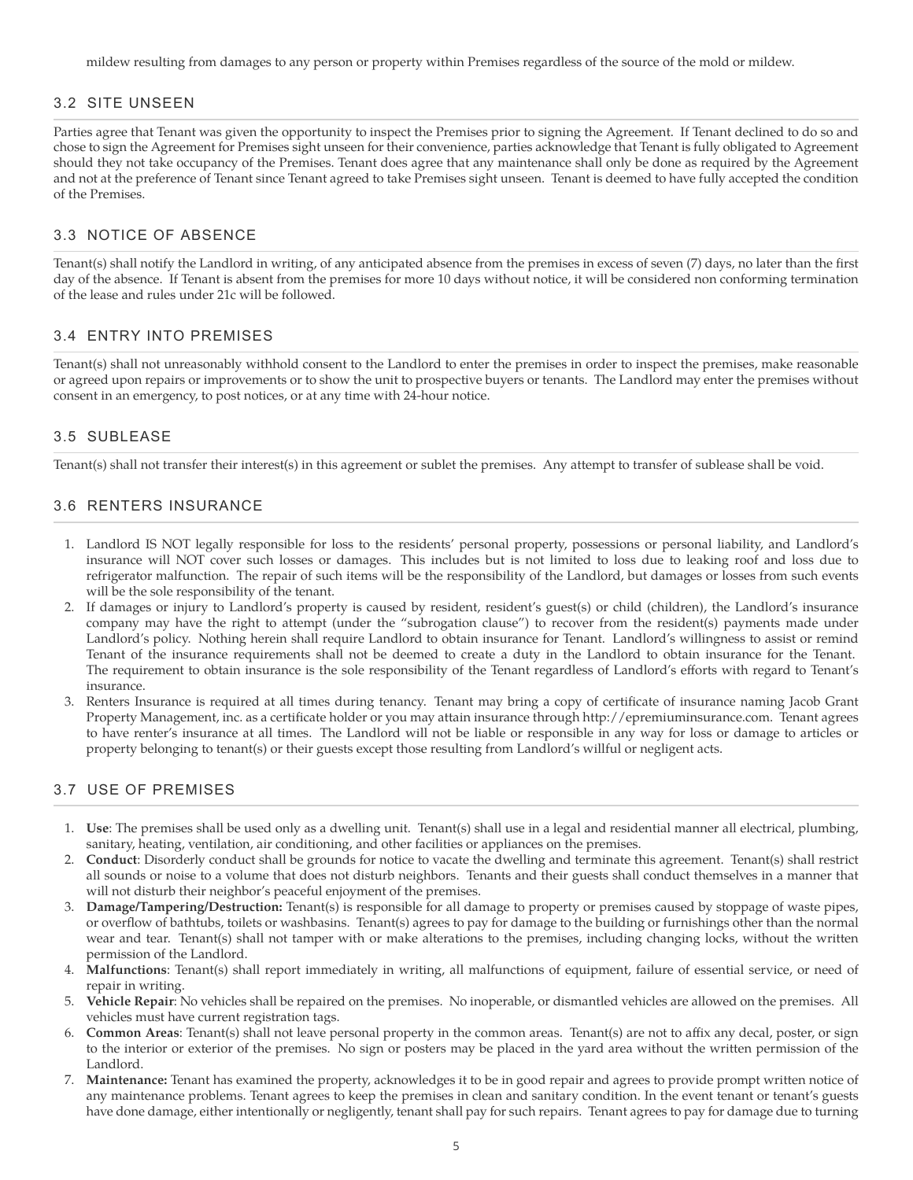mildew resulting from damages to any person or property within Premises regardless of the source of the mold or mildew.

## 3.2 SITE UNSEEN

Parties agree that Tenant was given the opportunity to inspect the Premises prior to signing the Agreement. If Tenant declined to do so and chose to sign the Agreement for Premises sight unseen for their convenience, parties acknowledge that Tenant is fully obligated to Agreement should they not take occupancy of the Premises. Tenant does agree that any maintenance shall only be done as required by the Agreement and not at the preference of Tenant since Tenant agreed to take Premises sight unseen. Tenant is deemed to have fully accepted the condition of the Premises.

## 3.3 NOTICE OF ABSENCE

Tenant(s) shall notify the Landlord in writing, of any anticipated absence from the premises in excess of seven (7) days, no later than the first day of the absence. If Tenant is absent from the premises for more 10 days without notice, it will be considered non conforming termination of the lease and rules under 21c will be followed.

## 3.4 ENTRY INTO PREMISES

Tenant(s) shall not unreasonably withhold consent to the Landlord to enter the premises in order to inspect the premises, make reasonable or agreed upon repairs or improvements or to show the unit to prospective buyers or tenants. The Landlord may enter the premises without consent in an emergency, to post notices, or at any time with 24-hour notice.

## 3.5 SUBLEASE

Tenant(s) shall not transfer their interest(s) in this agreement or sublet the premises. Any attempt to transfer of sublease shall be void.

## 3.6 RENTERS INSURANCE

1. Landlord IS NOT legally responsible for loss to the residents' personal property, possessions or personal liability, and Landlord's insurance will NOT cover such losses or damages. This includes but is not limited to loss due to leaking roof and loss due to refrigerator malfunction. The repair of such items will be the responsibility of the Landlord, but damages or losses from such events will be the sole responsibility of the tenant.
2. If damages or injury to Landlord's property is caused by resident, resident's guest(s) or child (children), the Landlord's insurance company may have the right to attempt (under the "subrogation clause") to recover from the resident(s) payments made under Landlord's policy. Nothing herein shall require Landlord to obtain insurance for Tenant. Landlord's willingness to assist or remind Tenant of the insurance requirements shall not be deemed to create a duty in the Landlord to obtain insurance for the Tenant. The requirement to obtain insurance is the sole responsibility of the Tenant regardless of Landlord's efforts with regard to Tenant's insurance.
3. Renters Insurance is required at all times during tenancy. Tenant may bring a copy of certificate of insurance naming Jacob Grant Property Management, inc. as a certificate holder or you may attain insurance through http://epremiuminsurance.com. Tenant agrees to have renter's insurance at all times. The Landlord will not be liable or responsible in any way for loss or damage to articles or property belonging to tenant(s) or their guests except those resulting from Landlord's willful or negligent acts.

## 3.7 USE OF PREMISES

1. **Use**: The premises shall be used only as a dwelling unit. Tenant(s) shall use in a legal and residential manner all electrical, plumbing, sanitary, heating, ventilation, air conditioning, and other facilities or appliances on the premises.
2. **Conduct**: Disorderly conduct shall be grounds for notice to vacate the dwelling and terminate this agreement. Tenant(s) shall restrict all sounds or noise to a volume that does not disturb neighbors. Tenants and their guests shall conduct themselves in a manner that will not disturb their neighbor's peaceful enjoyment of the premises.
3. **Damage/Tampering/Destruction:** Tenant(s) is responsible for all damage to property or premises caused by stoppage of waste pipes, or overflow of bathtubs, toilets or washbasins. Tenant(s) agrees to pay for damage to the building or furnishings other than the normal wear and tear. Tenant(s) shall not tamper with or make alterations to the premises, including changing locks, without the written permission of the Landlord.
4. **Malfunctions**: Tenant(s) shall report immediately in writing, all malfunctions of equipment, failure of essential service, or need of repair in writing.
5. **Vehicle Repair**: No vehicles shall be repaired on the premises. No inoperable, or dismantled vehicles are allowed on the premises. All vehicles must have current registration tags.
6. **Common Areas**: Tenant(s) shall not leave personal property in the common areas. Tenant(s) are not to affix any decal, poster, or sign to the interior or exterior of the premises. No sign or posters may be placed in the yard area without the written permission of the Landlord.
7. **Maintenance:** Tenant has examined the property, acknowledges it to be in good repair and agrees to provide prompt written notice of any maintenance problems. Tenant agrees to keep the premises in clean and sanitary condition. In the event tenant or tenant's guests have done damage, either intentionally or negligently, tenant shall pay for such repairs. Tenant agrees to pay for damage due to turning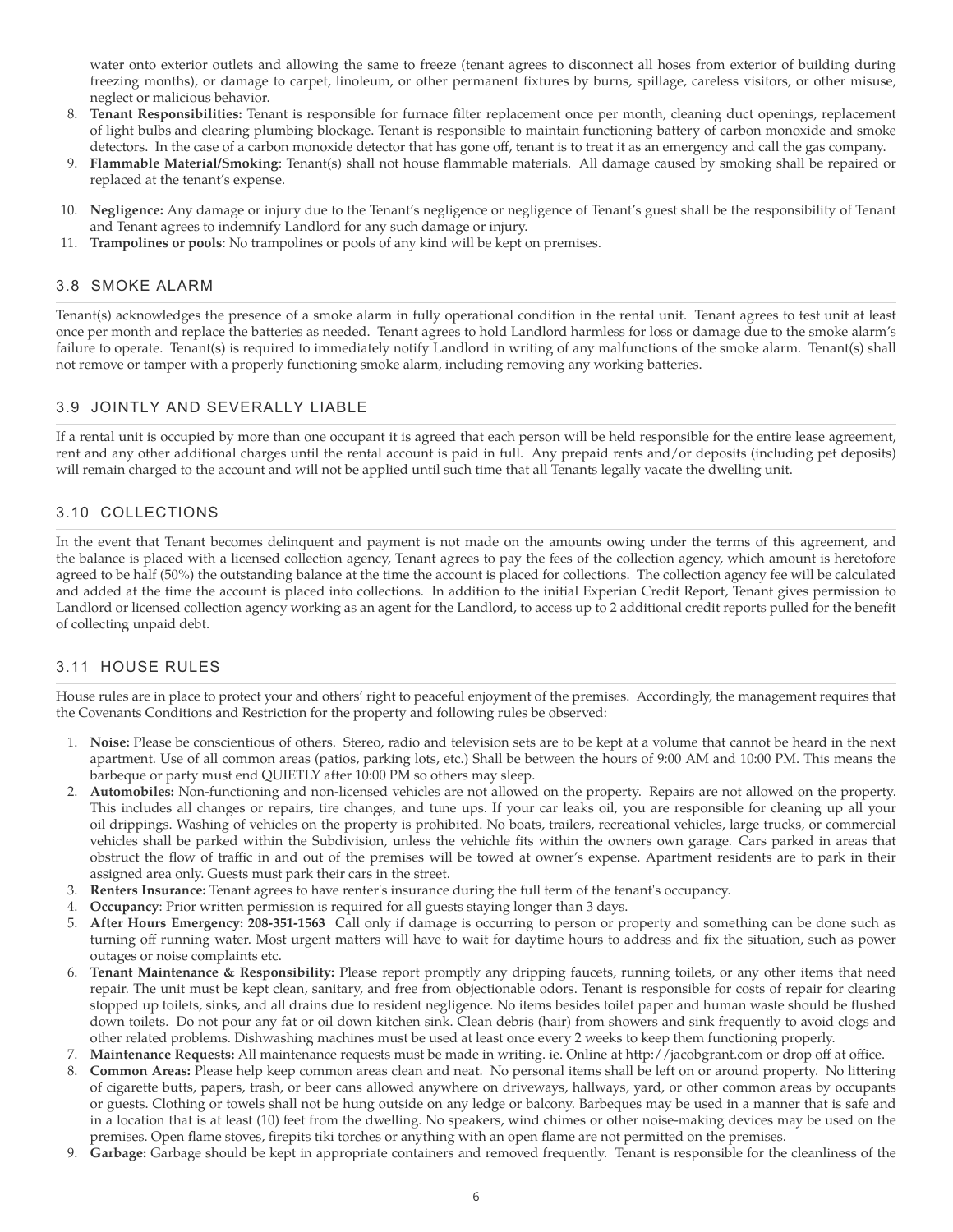water onto exterior outlets and allowing the same to freeze (tenant agrees to disconnect all hoses from exterior of building during freezing months), or damage to carpet, linoleum, or other permanent fixtures by burns, spillage, careless visitors, or other misuse, neglect or malicious behavior.

8. **Tenant Responsibilities:** Tenant is responsible for furnace filter replacement once per month, cleaning duct openings, replacement of light bulbs and clearing plumbing blockage. Tenant is responsible to maintain functioning battery of carbon monoxide and smoke detectors. In the case of a carbon monoxide detector that has gone off, tenant is to treat it as an emergency and call the gas company.
9. **Flammable Material/Smoking**: Tenant(s) shall not house flammable materials. All damage caused by smoking shall be repaired or replaced at the tenant's expense.
10. **Negligence:** Any damage or injury due to the Tenant's negligence or negligence of Tenant's guest shall be the responsibility of Tenant and Tenant agrees to indemnify Landlord for any such damage or injury.
11. **Trampolines or pools**: No trampolines or pools of any kind will be kept on premises.

## 3.8 SMOKE ALARM

Tenant(s) acknowledges the presence of a smoke alarm in fully operational condition in the rental unit. Tenant agrees to test unit at least once per month and replace the batteries as needed. Tenant agrees to hold Landlord harmless for loss or damage due to the smoke alarm's failure to operate. Tenant(s) is required to immediately notify Landlord in writing of any malfunctions of the smoke alarm. Tenant(s) shall not remove or tamper with a properly functioning smoke alarm, including removing any working batteries.

## 3.9 JOINTLY AND SEVERALLY LIABLE

If a rental unit is occupied by more than one occupant it is agreed that each person will be held responsible for the entire lease agreement, rent and any other additional charges until the rental account is paid in full. Any prepaid rents and/or deposits (including pet deposits) will remain charged to the account and will not be applied until such time that all Tenants legally vacate the dwelling unit.

## 3.10 COLLECTIONS

In the event that Tenant becomes delinquent and payment is not made on the amounts owing under the terms of this agreement, and the balance is placed with a licensed collection agency, Tenant agrees to pay the fees of the collection agency, which amount is heretofore agreed to be half (50%) the outstanding balance at the time the account is placed for collections. The collection agency fee will be calculated and added at the time the account is placed into collections. In addition to the initial Experian Credit Report, Tenant gives permission to Landlord or licensed collection agency working as an agent for the Landlord, to access up to 2 additional credit reports pulled for the benefit of collecting unpaid debt.

## 3.11 HOUSE RULES

House rules are in place to protect your and others' right to peaceful enjoyment of the premises. Accordingly, the management requires that the Covenants Conditions and Restriction for the property and following rules be observed:

1. **Noise:** Please be conscientious of others. Stereo, radio and television sets are to be kept at a volume that cannot be heard in the next apartment. Use of all common areas (patios, parking lots, etc.) Shall be between the hours of 9:00 AM and 10:00 PM. This means the barbeque or party must end QUIETLY after 10:00 PM so others may sleep.
2. **Automobiles:** Non-functioning and non-licensed vehicles are not allowed on the property. Repairs are not allowed on the property. This includes all changes or repairs, tire changes, and tune ups. If your car leaks oil, you are responsible for cleaning up all your oil drippings. Washing of vehicles on the property is prohibited. No boats, trailers, recreational vehicles, large trucks, or commercial vehicles shall be parked within the Subdivision, unless the vehichle fits within the owners own garage. Cars parked in areas that obstruct the flow of traffic in and out of the premises will be towed at owner's expense. Apartment residents are to park in their assigned area only. Guests must park their cars in the street.
3. **Renters Insurance:** Tenant agrees to have renter's insurance during the full term of the tenant's occupancy.
4. **Occupancy**: Prior written permission is required for all guests staying longer than 3 days.
5. **After Hours Emergency: 208-351-1563** Call only if damage is occurring to person or property and something can be done such as turning off running water. Most urgent matters will have to wait for daytime hours to address and fix the situation, such as power outages or noise complaints etc.
6. **Tenant Maintenance & Responsibility:** Please report promptly any dripping faucets, running toilets, or any other items that need repair. The unit must be kept clean, sanitary, and free from objectionable odors. Tenant is responsible for costs of repair for clearing stopped up toilets, sinks, and all drains due to resident negligence. No items besides toilet paper and human waste should be flushed down toilets. Do not pour any fat or oil down kitchen sink. Clean debris (hair) from showers and sink frequently to avoid clogs and other related problems. Dishwashing machines must be used at least once every 2 weeks to keep them functioning properly.
7. **Maintenance Requests:** All maintenance requests must be made in writing. ie. Online at http://jacobgrant.com or drop off at office.
8. **Common Areas:** Please help keep common areas clean and neat. No personal items shall be left on or around property. No littering of cigarette butts, papers, trash, or beer cans allowed anywhere on driveways, hallways, yard, or other common areas by occupants or guests. Clothing or towels shall not be hung outside on any ledge or balcony. Barbeques may be used in a manner that is safe and in a location that is at least (10) feet from the dwelling. No speakers, wind chimes or other noise-making devices may be used on the premises. Open flame stoves, firepits tiki torches or anything with an open flame are not permitted on the premises.
9. **Garbage:** Garbage should be kept in appropriate containers and removed frequently. Tenant is responsible for the cleanliness of the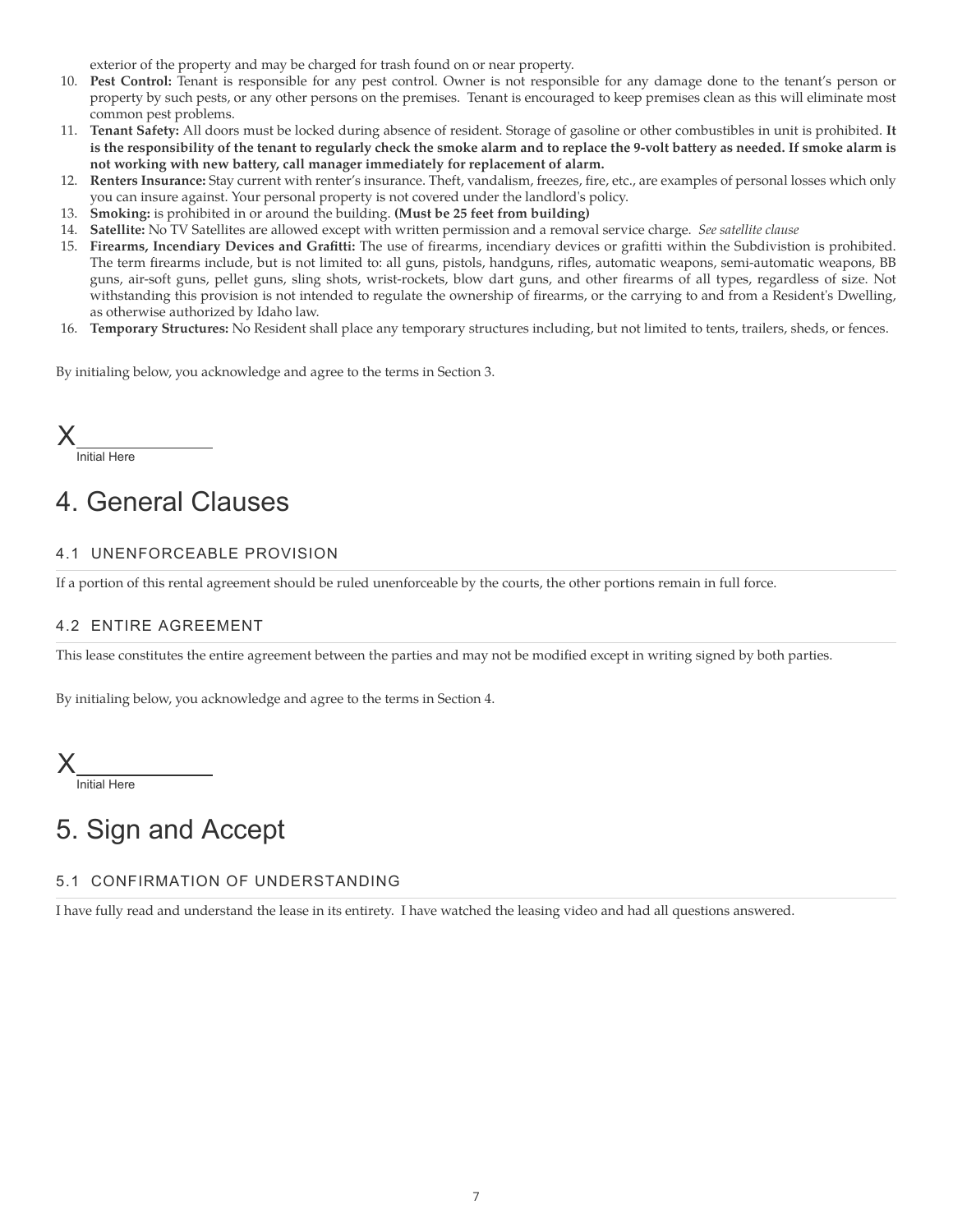exterior of the property and may be charged for trash found on or near property.

10. **Pest Control:** Tenant is responsible for any pest control. Owner is not responsible for any damage done to the tenant's person or property by such pests, or any other persons on the premises. Tenant is encouraged to keep premises clean as this will eliminate most common pest problems.
11. **Tenant Safety:** All doors must be locked during absence of resident. Storage of gasoline or other combustibles in unit is prohibited. **It is the responsibility of the tenant to regularly check the smoke alarm and to replace the 9-volt battery as needed. If smoke alarm is not working with new battery, call manager immediately for replacement of alarm.**
12. **Renters Insurance:** Stay current with renter's insurance. Theft, vandalism, freezes, fire, etc., are examples of personal losses which only you can insure against. Your personal property is not covered under the landlord's policy.
13. **Smoking:** is prohibited in or around the building. **(Must be 25 feet from building)**
14. **Satellite:** No TV Satellites are allowed except with written permission and a removal service charge. *See satellite clause*
15. **Firearms, Incendiary Devices and Grafitti:** The use of firearms, incendiary devices or grafitti within the Subdivistion is prohibited. The term firearms include, but is not limited to: all guns, pistols, handguns, rifles, automatic weapons, semi-automatic weapons, BB guns, air-soft guns, pellet guns, sling shots, wrist-rockets, blow dart guns, and other firearms of all types, regardless of size. Not withstanding this provision is not intended to regulate the ownership of firearms, or the carrying to and from a Resident's Dwelling, as otherwise authorized by Idaho law.
16. **Temporary Structures:** No Resident shall place any temporary structures including, but not limited to tents, trailers, sheds, or fences.

By initialing below, you acknowledge and agree to the terms in Section 3.

X\_\_\_\_\_\_\_\_\_\_\_\_
Initial Here

# 4. General Clauses

## 4.1 UNENFORCEABLE PROVISION

If a portion of this rental agreement should be ruled unenforceable by the courts, the other portions remain in full force.

## 4.2 ENTIRE AGREEMENT

This lease constitutes the entire agreement between the parties and may not be modified except in writing signed by both parties.

By initialing below, you acknowledge and agree to the terms in Section 4.

X\_\_\_\_\_\_\_\_\_\_\_\_
Initial Here

# 5. Sign and Accept

## 5.1 CONFIRMATION OF UNDERSTANDING

I have fully read and understand the lease in its entirety. I have watched the leasing video and had all questions answered.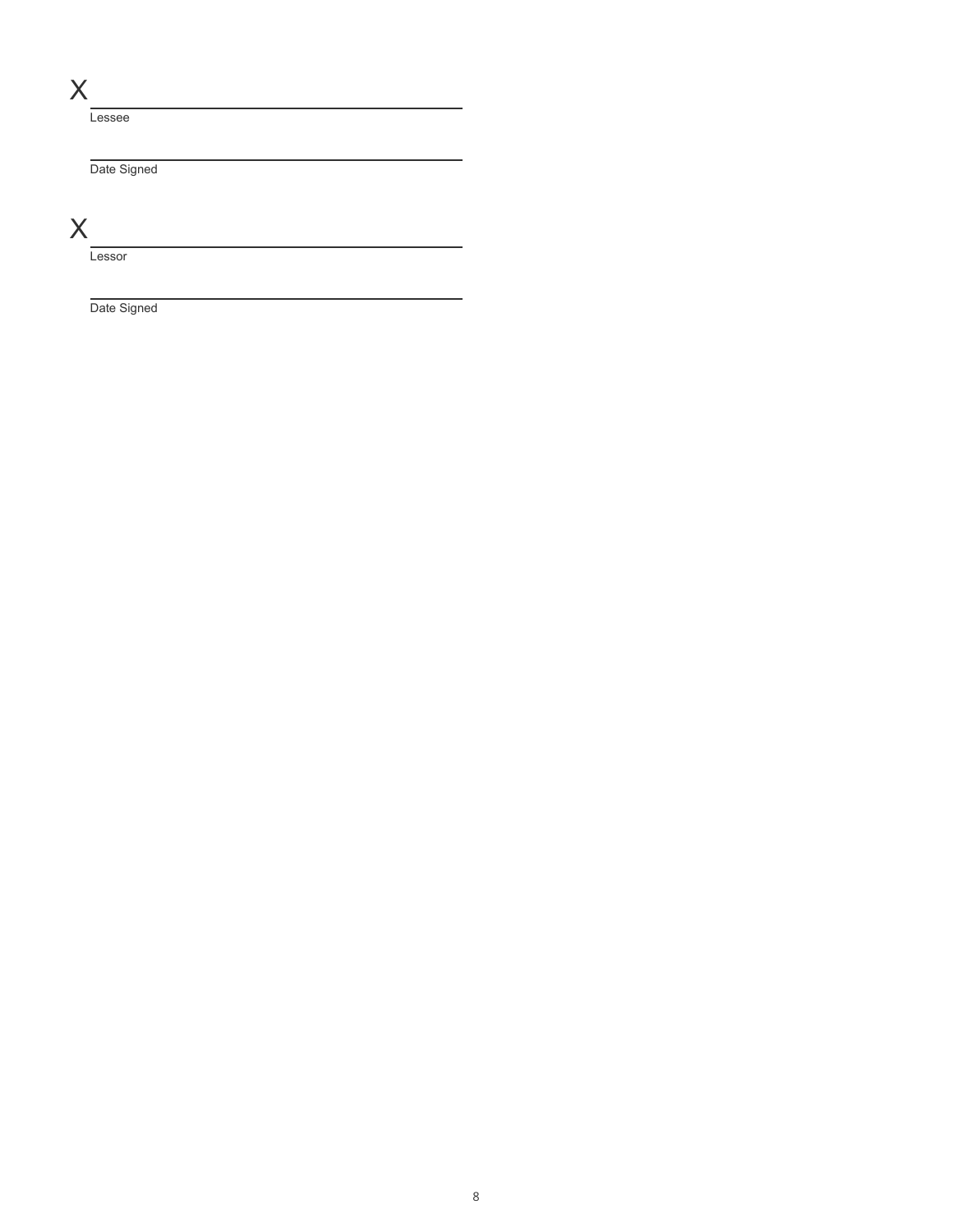X \_\_\_\_\_\_\_\_\_\_\_\_\_\_\_\_\_\_\_\_\_\_\_\_\_\_\_\_\_\_\_\_\_\_\_\_\_\_\_\_

Lessee

\_\_\_\_\_\_\_\_\_\_\_\_\_\_\_\_\_\_\_\_\_\_\_\_\_\_\_\_\_\_\_\_\_\_\_\_\_\_\_\_

Date Signed

X \_\_\_\_\_\_\_\_\_\_\_\_\_\_\_\_\_\_\_\_\_\_\_\_\_\_\_\_\_\_\_\_\_\_\_\_\_\_\_\_

Lessor

\_\_\_\_\_\_\_\_\_\_\_\_\_\_\_\_\_\_\_\_\_\_\_\_\_\_\_\_\_\_\_\_\_\_\_\_\_\_\_\_

Date Signed